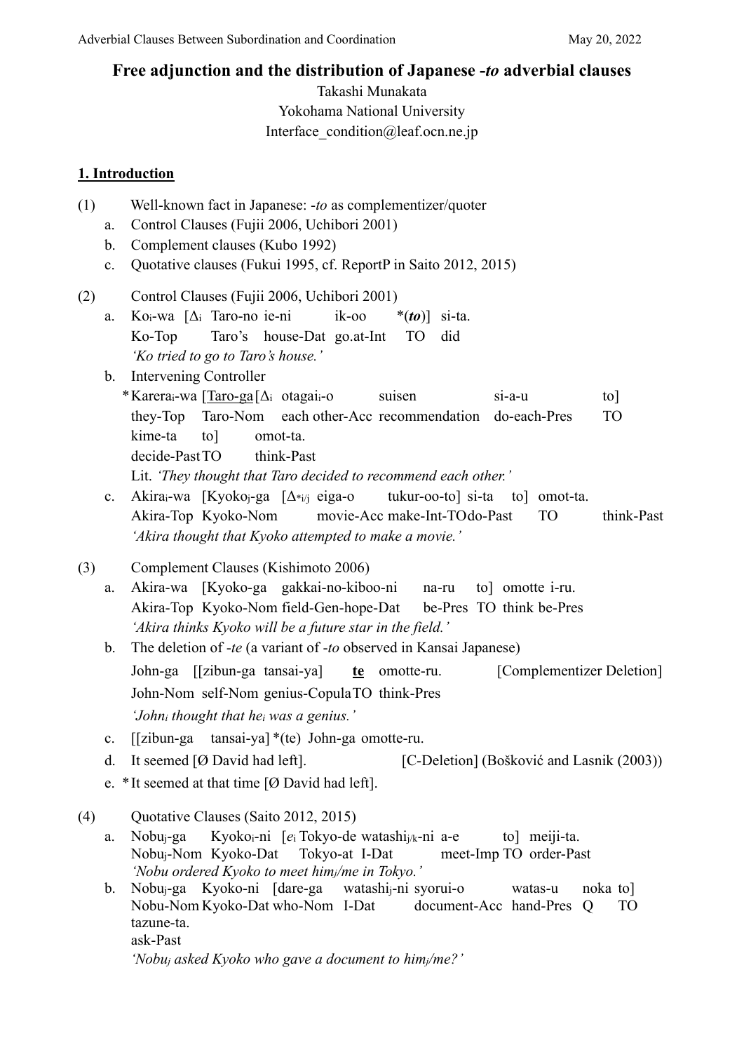# Free adjunction and the distribution of Japanese *-to* adverbial clauses

Takashi Munakata
Yokohama National University
Interface_condition@leaf.ocn.ne.jp

## 1. Introduction

(1) Well-known fact in Japanese: *-to* as complementizer/quoter
  a. Control Clauses (Fujii 2006, Uchibori 2001)
  b. Complement clauses (Kubo 1992)
  c. Quotative clauses (Fukui 1995, cf. ReportP in Saito 2012, 2015)

(2) Control Clauses (Fujii 2006, Uchibori 2001)
  a. Ko$_i$-wa [Δ$_i$ Taro-no ie-ni ik-oo *(***to***)] si-ta.
    Ko-Top Taro's house-Dat go.at-Int TO did
    *'Ko tried to go to Taro's house.'*
  b. Intervening Controller
    *Karera$_i$-wa [Taro-ga [Δ$_i$ otagai$_i$-o suisen si-a-u to]
    they-Top Taro-Nom each other-Acc recommendation do-each-Pres TO
    kime-ta to] omot-ta.
    decide-Past TO think-Past
    Lit. *'They thought that Taro decided to recommend each other.'*
  c. Akira$_i$-wa [Kyoko$_j$-ga [Δ$_{*i/j}$ eiga-o tukur-oo-to] si-ta to] omot-ta.
    Akira-Top Kyoko-Nom movie-Acc make-Int-TO do-Past TO think-Past
    *'Akira thought that Kyoko attempted to make a movie.'*

(3) Complement Clauses (Kishimoto 2006)
  a. Akira-wa [Kyoko-ga gakkai-no-kiboo-ni na-ru to] omotte i-ru.
    Akira-Top Kyoko-Nom field-Gen-hope-Dat be-Pres TO think be-Pres
    *'Akira thinks Kyoko will be a future star in the field.'*
  b. The deletion of *-te* (a variant of *-to* observed in Kansai Japanese)
    John-ga [[zibun-ga tansai-ya] **te** omotte-ru. [Complementizer Deletion]
    John-Nom self-Nom genius-Copula TO think-Pres
    *'John$_i$ thought that he$_i$ was a genius.'*
  c. [[zibun-ga tansai-ya] *(te) John-ga omotte-ru.
  d. It seemed [Ø David had left]. [C-Deletion] (Bošković and Lasnik (2003))
  e. *It seemed at that time [Ø David had left].

(4) Quotative Clauses (Saito 2012, 2015)
  a. Nobu$_j$-ga Kyoko$_i$-ni [*e*$_i$ Tokyo-de watashi$_{j/k}$-ni a-e to] meiji-ta.
    Nobu$_j$-Nom Kyoko-Dat Tokyo-at I-Dat meet-Imp TO order-Past
    *'Nobu ordered Kyoko to meet him$_j$/me in Tokyo.'*
  b. Nobu$_j$-ga Kyoko-ni [dare-ga watashi$_j$-ni syorui-o watas-u noka to]
    Nobu-Nom Kyoko-Dat who-Nom I-Dat document-Acc hand-Pres Q TO
    tazune-ta.
    ask-Past
    *'Nobu$_j$ asked Kyoko who gave a document to him$_j$/me?'*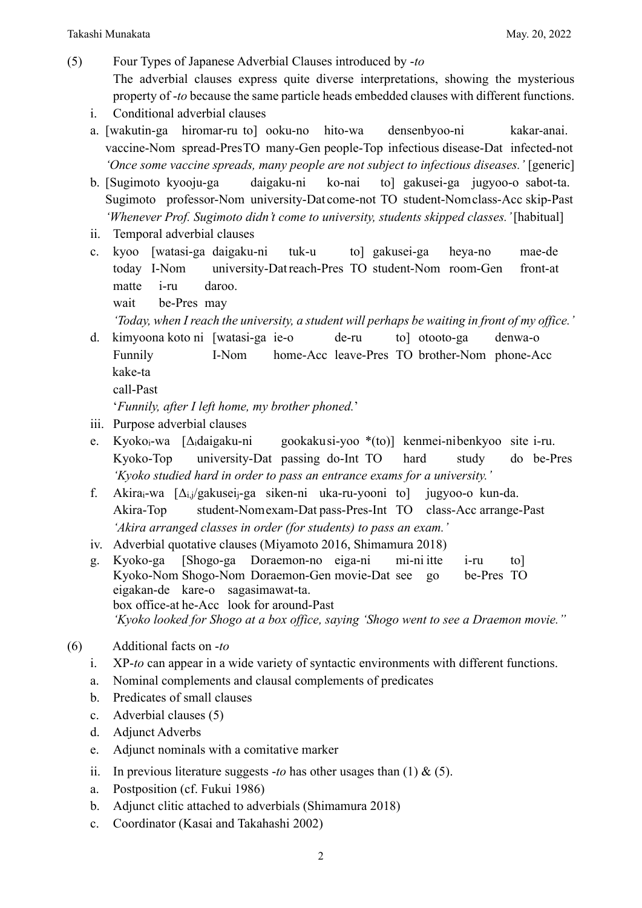(5) Four Types of Japanese Adverbial Clauses introduced by *-to*

The adverbial clauses express quite diverse interpretations, showing the mysterious property of *-to* because the same particle heads embedded clauses with different functions.

i. Conditional adverbial clauses

a. [wakutin-ga hiromar-ru to] ooku-no hito-wa densenbyoo-ni kakar-anai.
   vaccine-Nom spread-Pres TO many-Gen people-Top infectious disease-Dat infected-not
   *'Once some vaccine spreads, many people are not subject to infectious diseases.'* [generic]

b. [Sugimoto kyooju-ga daigaku-ni ko-nai to] gakusei-ga jugyoo-o sabot-ta.
   Sugimoto professor-Nom university-Dat come-not TO student-Nom class-Acc skip-Past
   *'Whenever Prof. Sugimoto didn't come to university, students skipped classes.'* [habitual]

ii. Temporal adverbial clauses

c. kyoo [watasi-ga daigaku-ni tuk-u to] gakusei-ga heya-no mae-de matte i-ru daroo.
   today I-Nom university-Dat reach-Pres TO student-Nom room-Gen front-at wait be-Pres may
   *'Today, when I reach the university, a student will perhaps be waiting in front of my office.'*

d. kimyoona koto ni [watasi-ga ie-o de-ru to] otooto-ga denwa-o kake-ta
   Funnily I-Nom home-Acc leave-Pres TO brother-Nom phone-Acc call-Past
   '*Funnily, after I left home, my brother phoned.*'

iii. Purpose adverbial clauses

e. Kyoko$_i$-wa [$\Delta_i$daigaku-ni gookakusi-yoo *(to)] kenmei-ni benkyoo site i-ru.
   Kyoko-Top university-Dat passing do-Int TO hard study do be-Pres
   *'Kyoko studied hard in order to pass an entrance exams for a university.'*

f. Akira$_i$-wa [$\Delta_{i,j}$/gakusei$_j$-ga siken-ni uka-ru-yooni to] jugyoo-o kun-da.
   Akira-Top student-Nom exam-Dat pass-Pres-Int TO class-Acc arrange-Past
   *'Akira arranged classes in order (for students) to pass an exam.'*

iv. Adverbial quotative clauses (Miyamoto 2016, Shimamura 2018)

g. Kyoko-ga [Shogo-ga Doraemon-no eiga-ni mi-ni itte i-ru to] eigakan-de kare-o sagasimawat-ta.
   Kyoko-Nom Shogo-Nom Doraemon-Gen movie-Dat see go be-Pres TO box office-at he-Acc look for around-Past
   *'Kyoko looked for Shogo at a box office, saying 'Shogo went to see a Draemon movie."*

(6) Additional facts on *-to*

i. XP-*to* can appear in a wide variety of syntactic environments with different functions.
   a. Nominal complements and clausal complements of predicates
   b. Predicates of small clauses
   c. Adverbial clauses (5)
   d. Adjunct Adverbs
   e. Adjunct nominals with a comitative marker

ii. In previous literature suggests *-to* has other usages than (1) & (5).
   a. Postposition (cf. Fukui 1986)
   b. Adjunct clitic attached to adverbials (Shimamura 2018)
   c. Coordinator (Kasai and Takahashi 2002)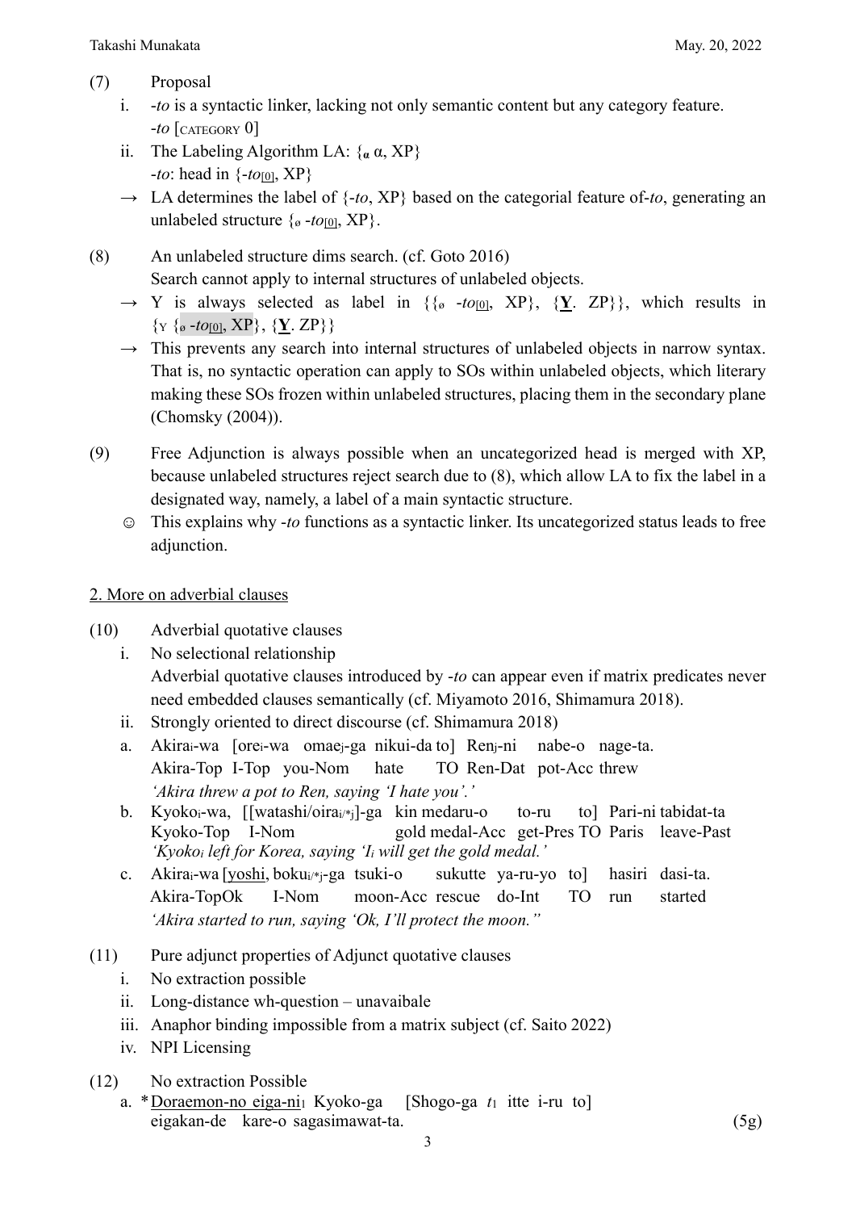(7) Proposal

i. *-to* is a syntactic linker, lacking not only semantic content but any category feature.
*-to* [CATEGORY 0]

ii. The Labeling Algorithm LA: {$_\alpha$ α, XP}
*-to*: head in {*-to*$_{[0]}$, XP}

→ LA determines the label of {*-to*, XP} based on the categorial feature of-*to*, generating an unlabeled structure {$_ø$ *-to*$_{[0]}$, XP}.

(8) An unlabeled structure dims search. (cf. Goto 2016)
Search cannot apply to internal structures of unlabeled objects.

→ Y is always selected as label in {{$_ø$ *-to*$_{[0]}$, XP}, {**Y**. ZP}}, which results in {$_Y$ {$_ø$ *-to*$_{[0]}$, XP}, {**Y**. ZP}}

→ This prevents any search into internal structures of unlabeled objects in narrow syntax. That is, no syntactic operation can apply to SOs within unlabeled objects, which literary making these SOs frozen within unlabeled structures, placing them in the secondary plane (Chomsky (2004)).

(9) Free Adjunction is always possible when an uncategorized head is merged with XP, because unlabeled structures reject search due to (8), which allow LA to fix the label in a designated way, namely, a label of a main syntactic structure.

☺ This explains why *-to* functions as a syntactic linker. Its uncategorized status leads to free adjunction.

## 2. More on adverbial clauses

(10) Adverbial quotative clauses

i. No selectional relationship
Adverbial quotative clauses introduced by *-to* can appear even if matrix predicates never need embedded clauses semantically (cf. Miyamoto 2016, Shimamura 2018).

ii. Strongly oriented to direct discourse (cf. Shimamura 2018)

a. Akira$_i$-wa [ore$_i$-wa omae$_j$-ga nikui-da to] Ren$_j$-ni nabe-o nage-ta.
Akira-Top I-Top you-Nom hate TO Ren-Dat pot-Acc threw
*'Akira threw a pot to Ren, saying 'I hate you'.'*

b. Kyoko$_i$-wa, [[watashi/oira$_{i/*j}$]-ga kin medaru-o to-ru to] Pari-ni tabidat-ta
Kyoko-Top I-Nom gold medal-Acc get-Pres TO Paris leave-Past
*'Kyoko$_i$ left for Korea, saying 'I$_i$ will get the gold medal.'*

c. Akira$_i$-wa [yoshi, boku$_{i/*j}$-ga tsuki-o sukutte ya-ru-yo to] hasiri dasi-ta.
Akira-TopOk I-Nom moon-Acc rescue do-Int TO run started
*'Akira started to run, saying 'Ok, I'll protect the moon."*

(11) Pure adjunct properties of Adjunct quotative clauses

i. No extraction possible
ii. Long-distance wh-question – unavaibale
iii. Anaphor binding impossible from a matrix subject (cf. Saito 2022)
iv. NPI Licensing

(12) No extraction Possible

a. \*Doraemon-no eiga-ni$_1$ Kyoko-ga [Shogo-ga $t_1$ itte i-ru to] eigakan-de kare-o sagasimawat-ta. (5g)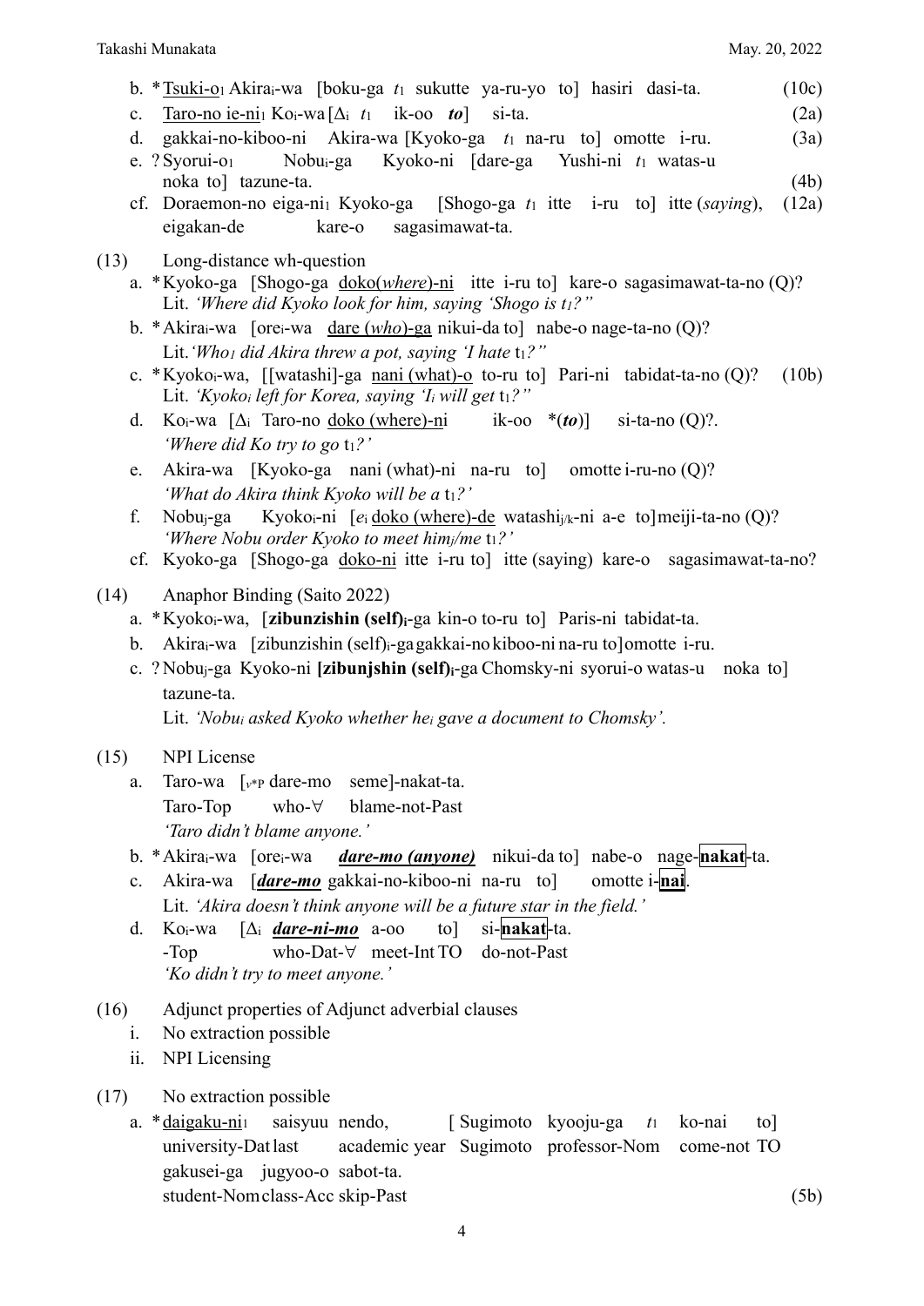b. *<u>Tsuki-o</u>$_1$ Akira$_i$-wa [boku-ga $t_1$ sukutte ya-ru-yo to] hasiri dasi-ta. (10c)

c. <u>Taro-no ie-ni</u>$_1$ Ko$_i$-wa [$\Delta_i$ $t_1$ ik-oo ***to***] si-ta. (2a)

d. gakkai-no-kiboo-ni Akira-wa [Kyoko-ga $t_1$ na-ru to] omotte i-ru. (3a)

e. ? Syorui-o$_1$ Nobu$_i$-ga Kyoko-ni [dare-ga Yushi-ni $t_1$ watas-u noka to] tazune-ta. (4b)

cf. Doraemon-no eiga-ni$_1$ Kyoko-ga [Shogo-ga $t_1$ itte i-ru to] itte (*saying*), eigakan-de kare-o sagasimawat-ta. (12a)

(13) Long-distance wh-question

a. *Kyoko-ga [Shogo-ga <u>doko(*where*)-ni</u> itte i-ru to] kare-o sagasimawat-ta-no (Q)?
Lit. *'Where did Kyoko look for him, saying 'Shogo is $t_1$?"*

b. *Akira$_i$-wa [ore$_i$-wa <u>dare (*who*)-ga</u> nikui-da to] nabe-o nage-ta-no (Q)?
Lit.*'Who$_1$ did Akira threw a pot, saying 'I hate* t$_1$*?"*

c. *Kyoko$_i$-wa, [[watashi]-ga <u>nani (what)-o</u> to-ru to] Pari-ni tabidat-ta-no (Q)? (10b)
Lit. *'Kyoko$_i$ left for Korea, saying 'I$_i$ will get* t$_1$*?"*

d. Ko$_i$-wa [$\Delta_i$ Taro-no <u>doko (where)-ni</u> ik-oo *(***to***)] si-ta-no (Q)?.
*'Where did Ko try to go* t$_1$*?'*

e. Akira-wa [Kyoko-ga nani (what)-ni na-ru to] omotte i-ru-no (Q)?
*'What do Akira think Kyoko will be a* t$_1$*?'*

f. Nobu$_j$-ga Kyoko$_i$-ni [$e_i$ <u>doko (where)-de</u> watashi$_{j/k}$-ni a-e to] meiji-ta-no (Q)?
*'Where Nobu order Kyoko to meet him$_j$/me* t$_1$*?'*

cf. Kyoko-ga [Shogo-ga <u>doko-ni</u> itte i-ru to] itte (saying) kare-o sagasimawat-ta-no?

(14) Anaphor Binding (Saito 2022)

a. *Kyoko$_i$-wa, [**zibunzishin (self)$_i$**-ga kin-o to-ru to] Paris-ni tabidat-ta.

b. Akira$_i$-wa [zibunzishin (self)$_i$-ga gakkai-no kiboo-ni na-ru to] omotte i-ru.

c. ? Nobu$_j$-ga Kyoko-ni **[zibunjshin (self)$_i$**-ga Chomsky-ni syorui-o watas-u noka to] tazune-ta.
Lit. *'Nobu$_i$ asked Kyoko whether he$_i$ gave a document to Chomsky'.*

(15) NPI License

a. Taro-wa [$_{v^*P}$ dare-mo seme]-nakat-ta.
Taro-Top who-∀ blame-not-Past
*'Taro didn't blame anyone.'*

b. *Akira$_i$-wa [ore$_i$-wa <u>***dare-mo (anyone)***</u> nikui-da to] nabe-o nage-**nakat**-ta.

c. Akira-wa [<u>***dare-mo***</u> gakkai-no-kiboo-ni na-ru to] omotte i-**nai**.
Lit. *'Akira doesn't think anyone will be a future star in the field.'*

d. Ko$_i$-wa [$\Delta_i$ <u>***dare-ni-mo***</u> a-oo to] si-**nakat**-ta.
-Top who-Dat-∀ meet-Int TO do-not-Past
*'Ko didn't try to meet anyone.'*

(16) Adjunct properties of Adjunct adverbial clauses

i. No extraction possible
ii. NPI Licensing

(17) No extraction possible

a. *<u>daigaku-ni</u>$_1$ saisyuu nendo, [Sugimoto kyooju-ga $t_1$ ko-nai to] gakusei-ga jugyoo-o sabot-ta.
university-Dat last academic year Sugimoto professor-Nom come-not TO student-Nom class-Acc skip-Past (5b)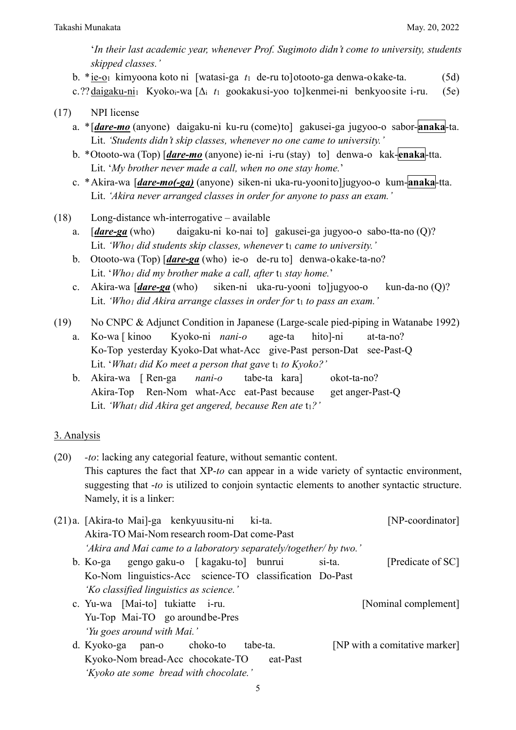'*In their last academic year, whenever Prof. Sugimoto didn't come to university, students skipped classes.'*

b. *<u>ie-o</u>$_1$ kimyoona koto ni [watasi-ga $t_1$ de-ru to]otooto-ga denwa-okake-ta. (5d)

c. ??<u>daigaku-ni</u>$_1$ Kyoko$_i$-wa [$\Delta_i$ $t_1$ gookakusi-yoo to]kenmei-ni benkyoosite i-ru. (5e)

(17) NPI license

a. *[***<u>dare-mo</u>*** (anyone) daigaku-ni ku-ru (come)to] gakusei-ga jugyoo-o sabor-**anaka**-ta.
Lit. *'Students didn't skip classes, whenever no one came to university.'*

b. *Otooto-wa (Top) [***<u>dare-mo</u>*** (anyone) ie-ni i-ru (stay) to] denwa-o kak-**enaka**-tta.
Lit. '*My brother never made a call, when no one stay home.*'

c. *Akira-wa [***<u>dare-mo(-ga)</u>*** (anyone) siken-ni uka-ru-yooni to]jugyoo-o kum-**anaka**-tta.
Lit. *'Akira never arranged classes in order for anyone to pass an exam.'*

(18) Long-distance wh-interrogative – available

a. [***<u>dare-ga</u>*** (who) daigaku-ni ko-nai to] gakusei-ga jugyoo-o sabo-tta-no (Q)?
Lit. *'Who$_1$ did students skip classes, whenever* t$_1$ *came to university.'*

b. Otooto-wa (Top) [***<u>dare-ga</u>*** (who) ie-o de-ru to] denwa-okake-ta-no?
Lit. '*Who$_1$ did my brother make a call, after* t$_1$ *stay home.*'

c. Akira-wa [***<u>dare-ga</u>*** (who) siken-ni uka-ru-yooni to]jugyoo-o kun-da-no (Q)?
Lit. *'Who$_1$ did Akira arrange classes in order for* t$_1$ *to pass an exam.'*

(19) No CNPC & Adjunct Condition in Japanese (Large-scale pied-piping in Watanabe 1992)

a. Ko-wa [ kinoo Kyoko-ni *nani-o* age-ta hito]-ni at-ta-no?
Ko-Top yesterday Kyoko-Dat what-Acc give-Past person-Dat see-Past-Q
Lit. '*What$_1$ did Ko meet a person that gave* t$_1$ *to Kyoko?'*

b. Akira-wa [ Ren-ga *nani-o* tabe-ta kara] okot-ta-no?
Akira-Top Ren-Nom what-Acc eat-Past because get anger-Past-Q
Lit. *'What$_1$ did Akira get angered, because Ren ate* t$_1$*?'*

<u>3. Analysis</u>

(20) *-to*: lacking any categorial feature, without semantic content.
This captures the fact that XP-*to* can appear in a wide variety of syntactic environment, suggesting that -*to* is utilized to conjoin syntactic elements to another syntactic structure. Namely, it is a linker:

(21) a. [Akira-to Mai]-ga kenkyuusitu-ni ki-ta. [NP-coordinator]
Akira-TO Mai-Nom research room-Dat come-Past
*'Akira and Mai came to a laboratory separately/together/ by two.'*

b. Ko-ga gengo gaku-o [ kagaku-to] bunrui si-ta. [Predicate of SC]
Ko-Nom linguistics-Acc science-TO classification Do-Past
*'Ko classified linguistics as science.'*

c. Yu-wa [Mai-to] tukiatte i-ru. [Nominal complement]
Yu-Top Mai-TO go aroundbe-Pres
*'Yu goes around with Mai.'*

d. Kyoko-ga pan-o choko-to tabe-ta. [NP with a comitative marker]
Kyoko-Nom bread-Acc chocokate-TO eat-Past
*'Kyoko ate some bread with chocolate.'*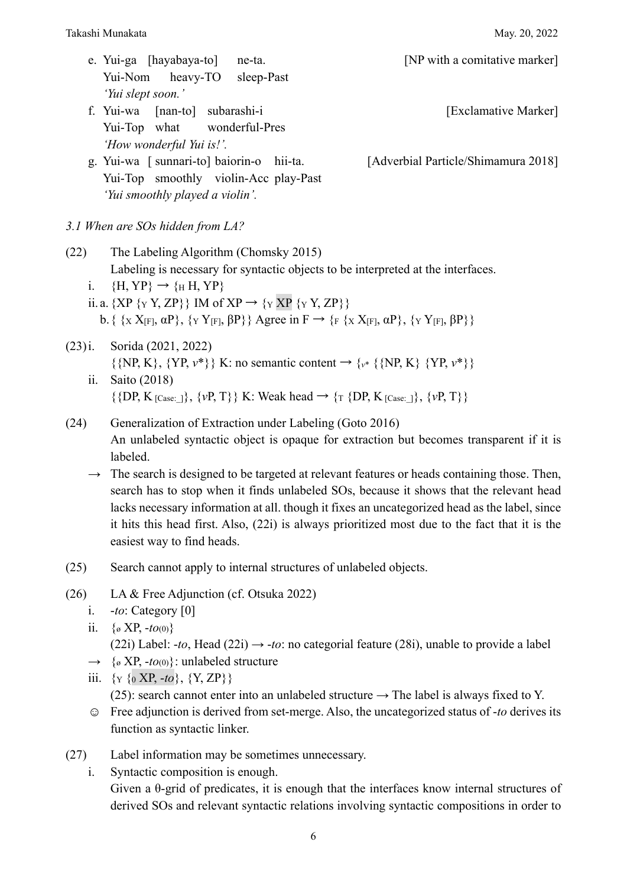e. Yui-ga [hayabaya-to] ne-ta. [NP with a comitative marker]
   Yui-Nom heavy-TO sleep-Past
   *'Yui slept soon.'*

f. Yui-wa [nan-to] subarashi-i [Exclamative Marker]
   Yui-Top what wonderful-Pres
   *'How wonderful Yui is!'.*

g. Yui-wa [ sunnari-to] baiorin-o hii-ta. [Adverbial Particle/Shimamura 2018]
   Yui-Top smoothly violin-Acc play-Past
   *'Yui smoothly played a violin'.*

*3.1 When are SOs hidden from LA?*

(22) The Labeling Algorithm (Chomsky 2015)
Labeling is necessary for syntactic objects to be interpreted at the interfaces.

i. {H, YP} → {$_H$ H, YP}

ii. a. {XP {$_Y$ Y, ZP}} IM of XP → {$_Y$ XP {$_Y$ Y, ZP}}

b. { {$_X$ X$_{[F]}$, αP}, {$_Y$ Y$_{[F]}$, βP}} Agree in F → {$_F$ {$_X$ X$_{[F]}$, αP}, {$_Y$ Y$_{[F]}$, βP}}

(23) i. Sorida (2021, 2022)
{{NP, K}, {YP, *v*\*}} K: no semantic content → {$_{v*}$ {{NP, K} {YP, *v*\*}}

ii. Saito (2018)
{{DP, K $_{[Case:\_]}$}, {*v*P, T}} K: Weak head → {$_T$ {DP, K $_{[Case:\_]}$}, {*v*P, T}}

(24) Generalization of Extraction under Labeling (Goto 2016)
An unlabeled syntactic object is opaque for extraction but becomes transparent if it is labeled.

→ The search is designed to be targeted at relevant features or heads containing those. Then, search has to stop when it finds unlabeled SOs, because it shows that the relevant head lacks necessary information at all. though it fixes an uncategorized head as the label, since it hits this head first. Also, (22i) is always prioritized most due to the fact that it is the easiest way to find heads.

(25) Search cannot apply to internal structures of unlabeled objects.

(26) LA & Free Adjunction (cf. Otsuka 2022)

i. -*to*: Category [0]

ii. {$_ø$ XP, -*to*$_{(0)}$}
(22i) Label: -*to*, Head (22i) → -*to*: no categorial feature (28i), unable to provide a label

→ {$_ø$ XP, -*to*$_{(0)}$}: unlabeled structure

iii. {$_Y$ {$_0$ XP, -*to*}, {Y, ZP}}
(25): search cannot enter into an unlabeled structure → The label is always fixed to Y.

☺ Free adjunction is derived from set-merge. Also, the uncategorized status of -*to* derives its function as syntactic linker.

(27) Label information may be sometimes unnecessary.

i. Syntactic composition is enough.
Given a θ-grid of predicates, it is enough that the interfaces know internal structures of derived SOs and relevant syntactic relations involving syntactic compositions in order to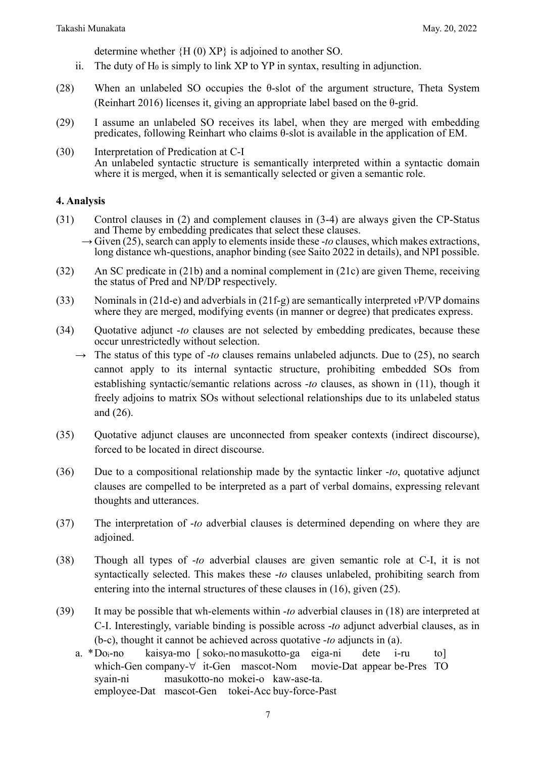determine whether {H (0) XP} is adjoined to another SO.

ii. The duty of $H_0$ is simply to link XP to YP in syntax, resulting in adjunction.

(28) When an unlabeled SO occupies the θ-slot of the argument structure, Theta System (Reinhart 2016) licenses it, giving an appropriate label based on the θ-grid.

(29) I assume an unlabeled SO receives its label, when they are merged with embedding predicates, following Reinhart who claims θ-slot is available in the application of EM.

(30) Interpretation of Predication at C-I
An unlabeled syntactic structure is semantically interpreted within a syntactic domain where it is merged, when it is semantically selected or given a semantic role.

## 4. Analysis

(31) Control clauses in (2) and complement clauses in (3-4) are always given the CP-Status and Theme by embedding predicates that select these clauses.
→ Given (25), search can apply to elements inside these *-to* clauses, which makes extractions, long distance wh-questions, anaphor binding (see Saito 2022 in details), and NPI possible.

(32) An SC predicate in (21b) and a nominal complement in (21c) are given Theme, receiving the status of Pred and NP/DP respectively.

(33) Nominals in (21d-e) and adverbials in (21f-g) are semantically interpreted *v*P/VP domains where they are merged, modifying events (in manner or degree) that predicates express.

(34) Quotative adjunct *-to* clauses are not selected by embedding predicates, because these occur unrestrictedly without selection.
→ The status of this type of *-to* clauses remains unlabeled adjuncts. Due to (25), no search cannot apply to its internal syntactic structure, prohibiting embedded SOs from establishing syntactic/semantic relations across *-to* clauses, as shown in (11), though it freely adjoins to matrix SOs without selectional relationships due to its unlabeled status and (26).

(35) Quotative adjunct clauses are unconnected from speaker contexts (indirect discourse), forced to be located in direct discourse.

(36) Due to a compositional relationship made by the syntactic linker *-to*, quotative adjunct clauses are compelled to be interpreted as a part of verbal domains, expressing relevant thoughts and utterances.

(37) The interpretation of *-to* adverbial clauses is determined depending on where they are adjoined.

(38) Though all types of *-to* adverbial clauses are given semantic role at C-I, it is not syntactically selected. This makes these *-to* clauses unlabeled, prohibiting search from entering into the internal structures of these clauses in (16), given (25).

(39) It may be possible that wh-elements within *-to* adverbial clauses in (18) are interpreted at C-I. Interestingly, variable binding is possible across *-to* adjunct adverbial clauses, as in (b-c), thought it cannot be achieved across quotative *-to* adjuncts in (a).

a. \*Do$_i$-no kaisya-mo [ soko$_i$-no masukotto-ga eiga-ni dete i-ru to]
which-Gen company-∀ it-Gen mascot-Nom movie-Dat appear be-Pres TO
syain-ni masukotto-no mokei-o kaw-ase-ta.
employee-Dat mascot-Gen tokei-Acc buy-force-Past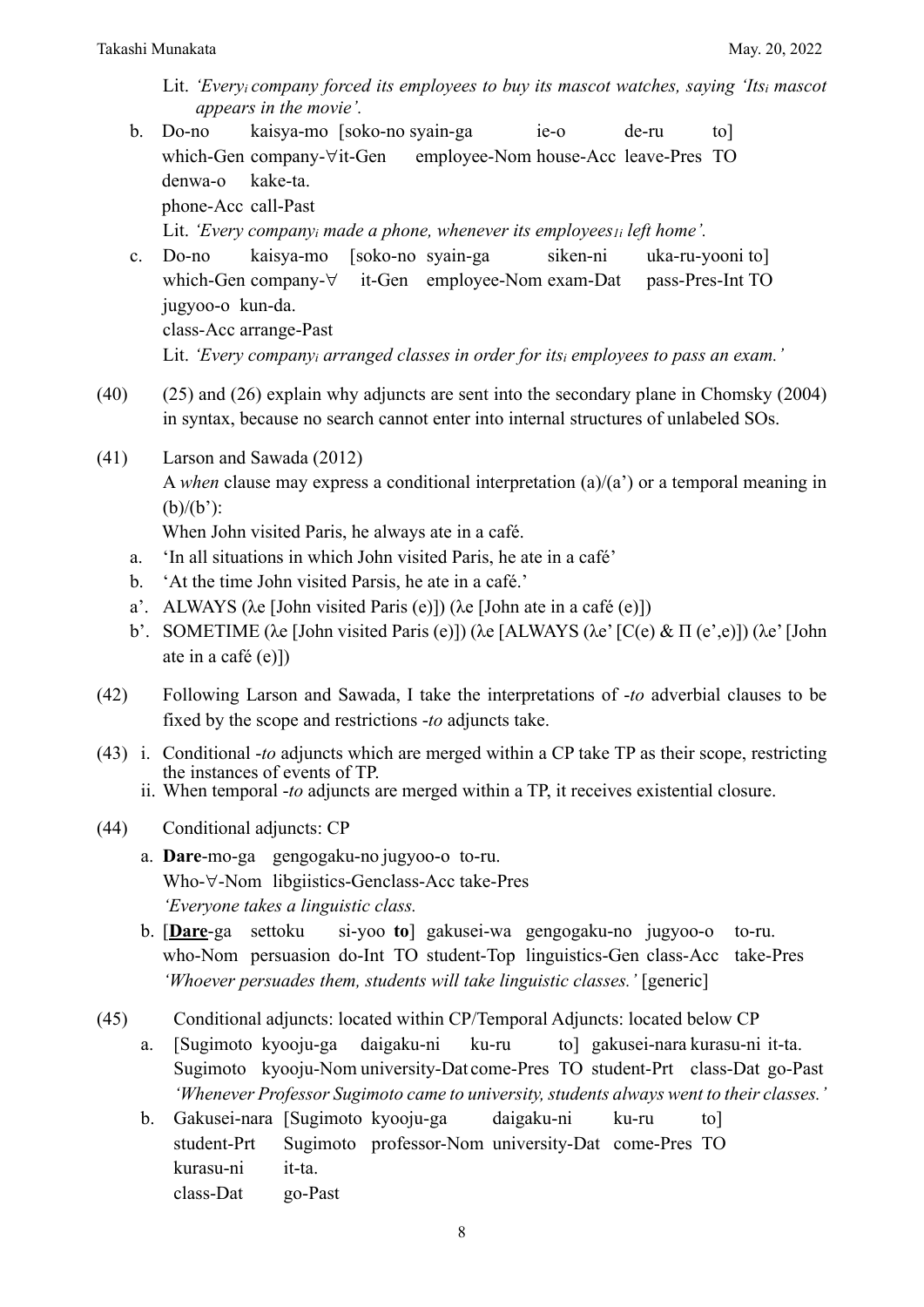Lit. *'Every$_i$ company forced its employees to buy its mascot watches, saying 'Its$_i$ mascot appears in the movie'.*

b. Do-no kaisya-mo [soko-no syain-ga ie-o de-ru to]
which-Gen company-∀it-Gen employee-Nom house-Acc leave-Pres TO
denwa-o kake-ta.
phone-Acc call-Past
Lit. *'Every company$_i$ made a phone, whenever its employees$_{1i}$ left home'.*

c. Do-no kaisya-mo [soko-no syain-ga siken-ni uka-ru-yooni to]
which-Gen company-∀ it-Gen employee-Nom exam-Dat pass-Pres-Int TO
jugyoo-o kun-da.
class-Acc arrange-Past
Lit. *'Every company$_i$ arranged classes in order for its$_i$ employees to pass an exam.'*

(40) (25) and (26) explain why adjuncts are sent into the secondary plane in Chomsky (2004) in syntax, because no search cannot enter into internal structures of unlabeled SOs.

(41) Larson and Sawada (2012)
A *when* clause may express a conditional interpretation (a)/(a') or a temporal meaning in (b)/(b'):
When John visited Paris, he always ate in a café.

a. 'In all situations in which John visited Paris, he ate in a café'
b. 'At the time John visited Parsis, he ate in a café.'
a'. ALWAYS (λe [John visited Paris (e)]) (λe [John ate in a café (e)])
b'. SOMETIME (λe [John visited Paris (e)]) (λe [ALWAYS (λe' [C(e) & Π (e',e)]) (λe' [John ate in a café (e)])

(42) Following Larson and Sawada, I take the interpretations of *-to* adverbial clauses to be fixed by the scope and restrictions *-to* adjuncts take.

(43) i. Conditional *-to* adjuncts which are merged within a CP take TP as their scope, restricting the instances of events of TP.
ii. When temporal *-to* adjuncts are merged within a TP, it receives existential closure.

(44) Conditional adjuncts: CP

a. **Dare**-mo-ga gengogaku-no jugyoo-o to-ru.
Who-∀-Nom libgiistics-Genclass-Acc take-Pres
*'Everyone takes a linguistic class.*

b. [**Dare**-ga settoku si-yoo **to**] gakusei-wa gengogaku-no jugyoo-o to-ru.
who-Nom persuasion do-Int TO student-Top linguistics-Gen class-Acc take-Pres
*'Whoever persuades them, students will take linguistic classes.'* [generic]

(45) Conditional adjuncts: located within CP/Temporal Adjuncts: located below CP

a. [Sugimoto kyooju-ga daigaku-ni ku-ru to] gakusei-nara kurasu-ni it-ta.
Sugimoto kyooju-Nom university-Dat come-Pres TO student-Prt class-Dat go-Past
*'Whenever Professor Sugimoto came to university, students always went to their classes.'*

b. Gakusei-nara [Sugimoto kyooju-ga daigaku-ni ku-ru to]
student-Prt Sugimoto professor-Nom university-Dat come-Pres TO
kurasu-ni it-ta.
class-Dat go-Past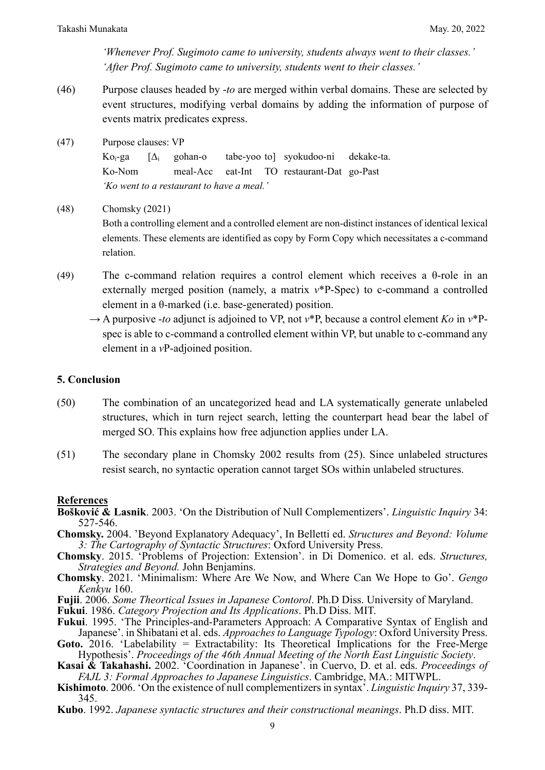*'Whenever Prof. Sugimoto came to university, students always went to their classes.'*
*'After Prof. Sugimoto came to university, students went to their classes.'*

(46) Purpose clauses headed by *-to* are merged within verbal domains. These are selected by event structures, modifying verbal domains by adding the information of purpose of events matrix predicates express.

(47) Purpose clauses: VP

| Ko$_i$-ga | [$\Delta_i$ | gohan-o | tabe-yoo to] | syokudoo-ni | dekake-ta. |
|---|---|---|---|---|---|
| Ko-Nom | | meal-Acc | eat-Int TO | restaurant-Dat | go-Past |

*'Ko went to a restaurant to have a meal.'*

(48) Chomsky (2021)
Both a controlling element and a controlled element are non-distinct instances of identical lexical elements. These elements are identified as copy by Form Copy which necessitates a c-command relation.

(49) The c-command relation requires a control element which receives a θ-role in an externally merged position (namely, a matrix *v*\*P-Spec) to c-command a controlled element in a θ-marked (i.e. base-generated) position.
→ A purposive *-to* adjunct is adjoined to VP, not *v*\*P, because a control element *Ko* in *v*\*P-spec is able to c-command a controlled element within VP, but unable to c-command any element in a *v*P-adjoined position.

## 5. Conclusion

(50) The combination of an uncategorized head and LA systematically generate unlabeled structures, which in turn reject search, letting the counterpart head bear the label of merged SO. This explains how free adjunction applies under LA.

(51) The secondary plane in Chomsky 2002 results from (25). Since unlabeled structures resist search, no syntactic operation cannot target SOs within unlabeled structures.

## References

**Bošković & Lasnik**. 2003. 'On the Distribution of Null Complementizers'. *Linguistic Inquiry* 34: 527-546.

**Chomsky.** 2004. 'Beyond Explanatory Adequacy', In Belletti ed. *Structures and Beyond: Volume 3: The Cartography of Syntactic Structures*: Oxford University Press.

**Chomsky**. 2015. 'Problems of Projection: Extension'. in Di Domenico. et al. eds. *Structures, Strategies and Beyond.* John Benjamins.

**Chomsky**. 2021. 'Minimalism: Where Are We Now, and Where Can We Hope to Go'. *Gengo Kenkyu* 160.

**Fujii**. 2006. *Some Theortical Issues in Japanese Contorol*. Ph.D Diss. University of Maryland.

**Fukui**. 1986. *Category Projection and Its Applications*. Ph.D Diss. MIT.

**Fukui**. 1995. 'The Principles-and-Parameters Approach: A Comparative Syntax of English and Japanese'. in Shibatani et al. eds. *Approaches to Language Typology*: Oxford University Press.

**Goto.** 2016. 'Labelability = Extractability: Its Theoretical Implications for the Free-Merge Hypothesis'. *Proceedings of the 46th Annual Meeting of the North East Linguistic Society*.

**Kasai & Takahashi.** 2002. 'Coordination in Japanese'. in Cuervo, D. et al. eds. *Proceedings of FAJL 3: Formal Approaches to Japanese Linguistics*. Cambridge, MA.: MITWPL.

**Kishimoto**. 2006. 'On the existence of null complementizers in syntax'. *Linguistic Inquiry* 37, 339-345.

**Kubo**. 1992. *Japanese syntactic structures and their constructional meanings*. Ph.D diss. MIT.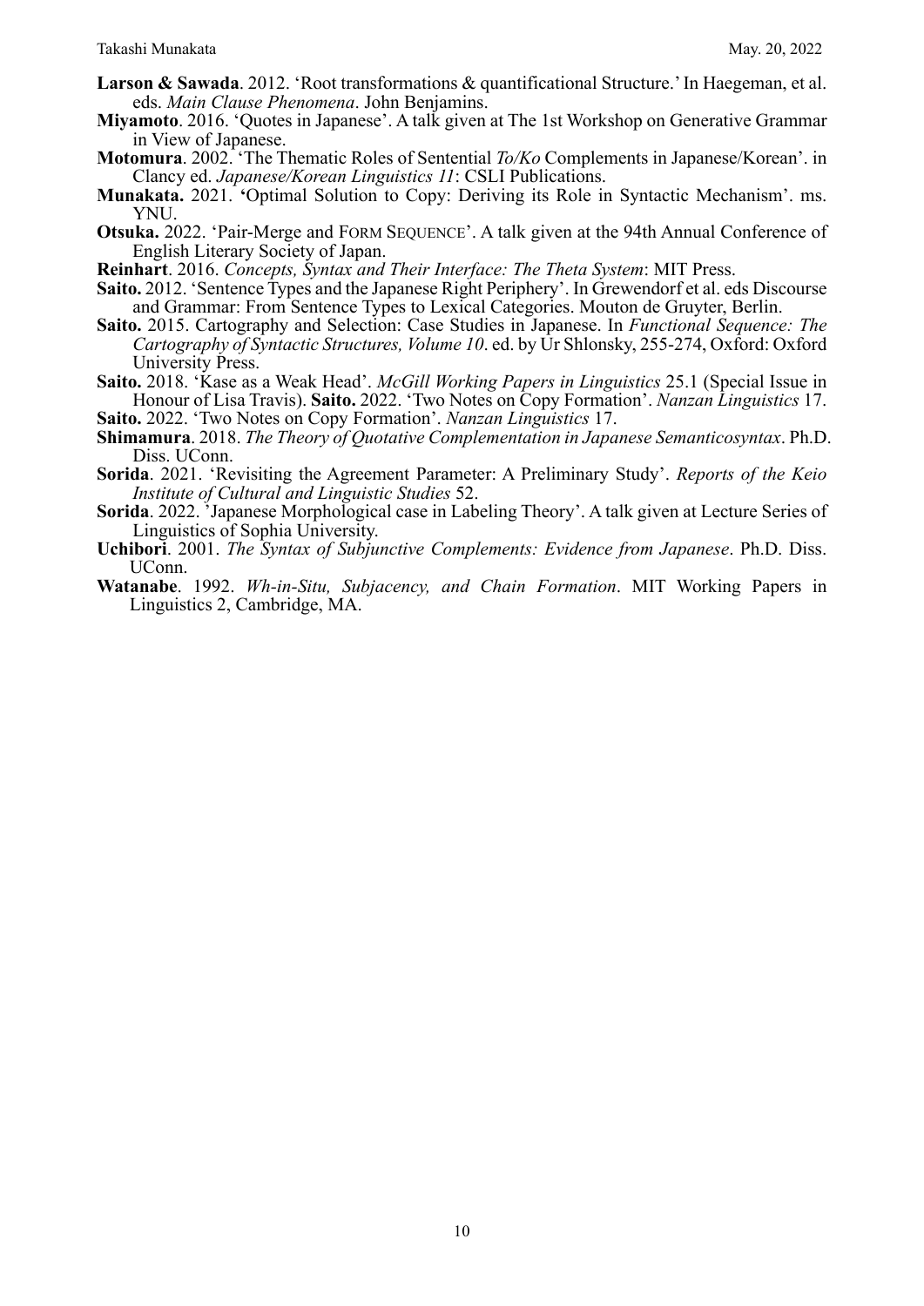**Larson & Sawada**. 2012. 'Root transformations & quantificational Structure.' In Haegeman, et al. eds. *Main Clause Phenomena*. John Benjamins.

**Miyamoto**. 2016. 'Quotes in Japanese'. A talk given at The 1st Workshop on Generative Grammar in View of Japanese.

**Motomura**. 2002. 'The Thematic Roles of Sentential *To/Ko* Complements in Japanese/Korean'. in Clancy ed. *Japanese/Korean Linguistics 11*: CSLI Publications.

**Munakata.** 2021. **'**Optimal Solution to Copy: Deriving its Role in Syntactic Mechanism'. ms. YNU.

**Otsuka.** 2022. 'Pair-Merge and FORM SEQUENCE'. A talk given at the 94th Annual Conference of English Literary Society of Japan.

**Reinhart**. 2016. *Concepts, Syntax and Their Interface: The Theta System*: MIT Press.

**Saito.** 2012. 'Sentence Types and the Japanese Right Periphery'. In Grewendorf et al. eds Discourse and Grammar: From Sentence Types to Lexical Categories. Mouton de Gruyter, Berlin.

**Saito.** 2015. Cartography and Selection: Case Studies in Japanese. In *Functional Sequence: The Cartography of Syntactic Structures, Volume 10*. ed. by Ur Shlonsky, 255-274, Oxford: Oxford University Press.

**Saito.** 2018. 'Kase as a Weak Head'. *McGill Working Papers in Linguistics* 25.1 (Special Issue in Honour of Lisa Travis). **Saito.** 2022. 'Two Notes on Copy Formation'. *Nanzan Linguistics* 17.

**Saito.** 2022. 'Two Notes on Copy Formation'. *Nanzan Linguistics* 17.

**Shimamura**. 2018. *The Theory of Quotative Complementation in Japanese Semanticosyntax*. Ph.D. Diss. UConn.

**Sorida**. 2021. 'Revisiting the Agreement Parameter: A Preliminary Study'. *Reports of the Keio Institute of Cultural and Linguistic Studies* 52.

**Sorida**. 2022. 'Japanese Morphological case in Labeling Theory'. A talk given at Lecture Series of Linguistics of Sophia University.

**Uchibori**. 2001. *The Syntax of Subjunctive Complements: Evidence from Japanese*. Ph.D. Diss. UConn.

**Watanabe**. 1992. *Wh-in-Situ, Subjacency, and Chain Formation*. MIT Working Papers in Linguistics 2, Cambridge, MA.